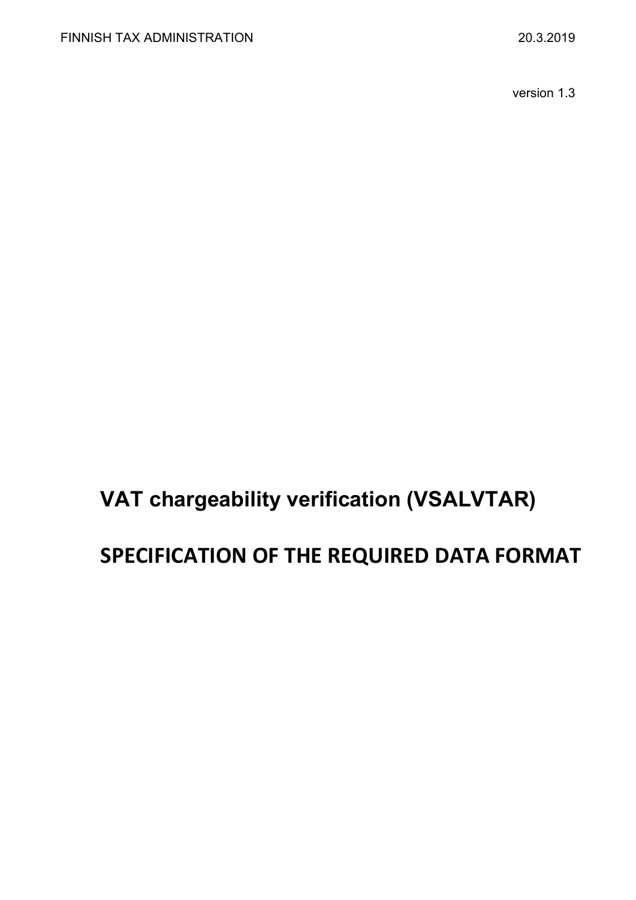FINNISH TAX ADMINISTRATION 20.3.2019

version 1.3

# VAT chargeability verification (VSALVTAR)

# SPECIFICATION OF THE REQUIRED DATA FORMAT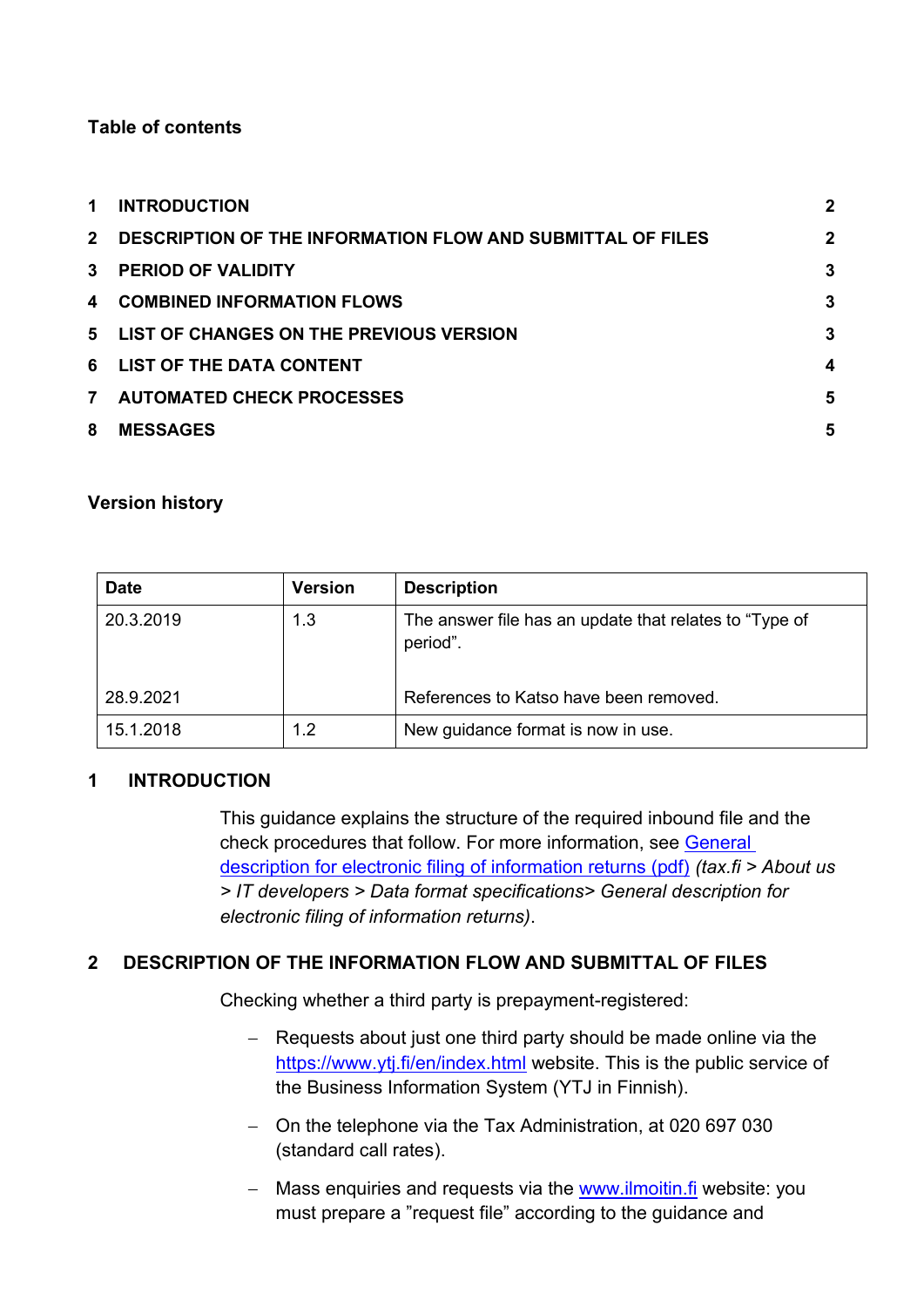**Table of contents**

| | | |
|---|---|---|
| 1 | INTRODUCTION | 2 |
| 2 | DESCRIPTION OF THE INFORMATION FLOW AND SUBMITTAL OF FILES | 2 |
| 3 | PERIOD OF VALIDITY | 3 |
| 4 | COMBINED INFORMATION FLOWS | 3 |
| 5 | LIST OF CHANGES ON THE PREVIOUS VERSION | 3 |
| 6 | LIST OF THE DATA CONTENT | 4 |
| 7 | AUTOMATED CHECK PROCESSES | 5 |
| 8 | MESSAGES | 5 |

**Version history**

| Date | Version | Description |
|---|---|---|
| 20.3.2019<br><br>28.9.2021 | 1.3 | The answer file has an update that relates to "Type of period".<br><br>References to Katso have been removed. |
| 15.1.2018 | 1.2 | New guidance format is now in use. |

## 1 INTRODUCTION

This guidance explains the structure of the required inbound file and the check procedures that follow. For more information, see General description for electronic filing of information returns (pdf) *(tax.fi > About us > IT developers > Data format specifications> General description for electronic filing of information returns)*.

## 2 DESCRIPTION OF THE INFORMATION FLOW AND SUBMITTAL OF FILES

Checking whether a third party is prepayment-registered:

- Requests about just one third party should be made online via the https://www.ytj.fi/en/index.html website. This is the public service of the Business Information System (YTJ in Finnish).
- On the telephone via the Tax Administration, at 020 697 030 (standard call rates).
- Mass enquiries and requests via the www.ilmoitin.fi website: you must prepare a "request file" according to the guidance and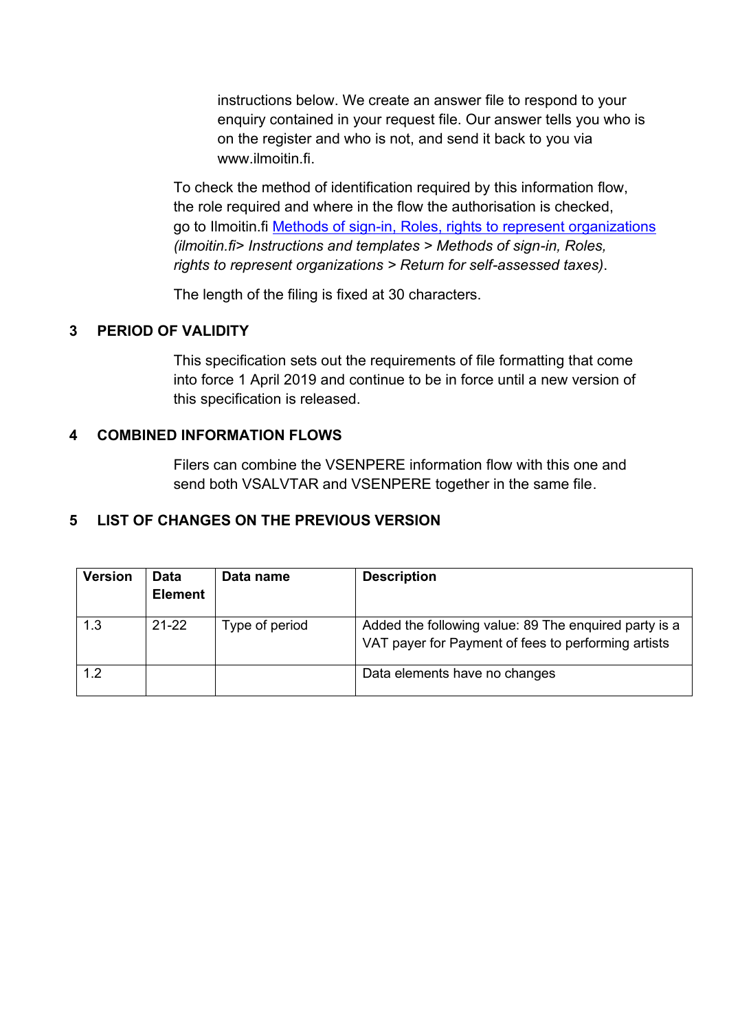instructions below. We create an answer file to respond to your enquiry contained in your request file. Our answer tells you who is on the register and who is not, and send it back to you via www.ilmoitin.fi.

To check the method of identification required by this information flow, the role required and where in the flow the authorisation is checked, go to Ilmoitin.fi [Methods of sign-in, Roles, rights to represent organizations](#) *(ilmoitin.fi> Instructions and templates > Methods of sign-in, Roles, rights to represent organizations > Return for self-assessed taxes)*.

The length of the filing is fixed at 30 characters.

## 3 PERIOD OF VALIDITY

This specification sets out the requirements of file formatting that come into force 1 April 2019 and continue to be in force until a new version of this specification is released.

## 4 COMBINED INFORMATION FLOWS

Filers can combine the VSENPERE information flow with this one and send both VSALVTAR and VSENPERE together in the same file.

## 5 LIST OF CHANGES ON THE PREVIOUS VERSION

| Version | Data Element | Data name | Description |
|---|---|---|---|
| 1.3 | 21-22 | Type of period | Added the following value: 89 The enquired party is a VAT payer for Payment of fees to performing artists |
| 1.2 | | | Data elements have no changes |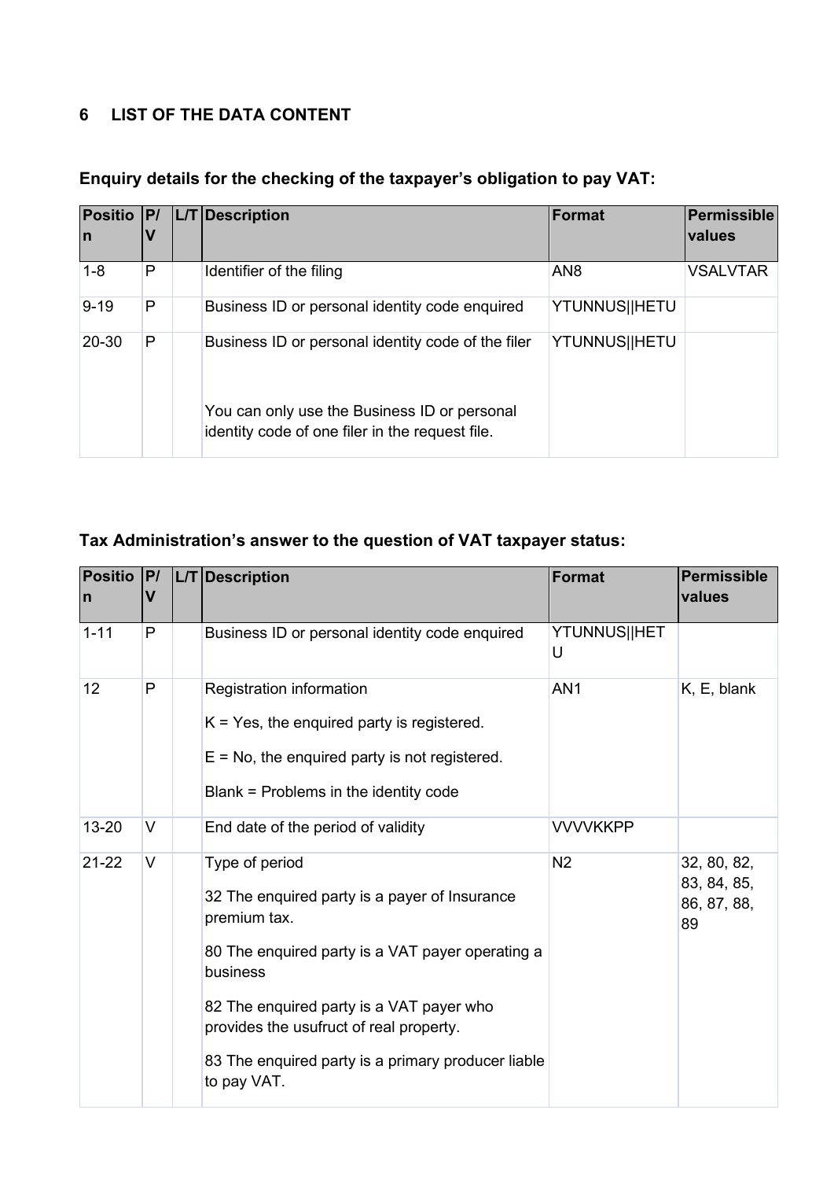## 6 LIST OF THE DATA CONTENT

**Enquiry details for the checking of the taxpayer's obligation to pay VAT:**

| Position | P/V | L/T | Description | Format | Permissible values |
|---|---|---|---|---|---|
| 1-8 | P | | Identifier of the filing | AN8 | VSALVTAR |
| 9-19 | P | | Business ID or personal identity code enquired | YTUNNUS\|\|HETU | |
| 20-30 | P | | Business ID or personal identity code of the filer<br><br>You can only use the Business ID or personal identity code of one filer in the request file. | YTUNNUS\|\|HETU | |

**Tax Administration's answer to the question of VAT taxpayer status:**

| Position | P/V | L/T | Description | Format | Permissible values |
|---|---|---|---|---|---|
| 1-11 | P | | Business ID or personal identity code enquired | YTUNNUS\|\|HETU | |
| 12 | P | | Registration information<br>K = Yes, the enquired party is registered.<br>E = No, the enquired party is not registered.<br>Blank = Problems in the identity code | AN1 | K, E, blank |
| 13-20 | V | | End date of the period of validity | VVVVKKPP | |
| 21-22 | V | | Type of period<br>32 The enquired party is a payer of Insurance premium tax.<br>80 The enquired party is a VAT payer operating a business<br>82 The enquired party is a VAT payer who provides the usufruct of real property.<br>83 The enquired party is a primary producer liable to pay VAT. | N2 | 32, 80, 82, 83, 84, 85, 86, 87, 88, 89 |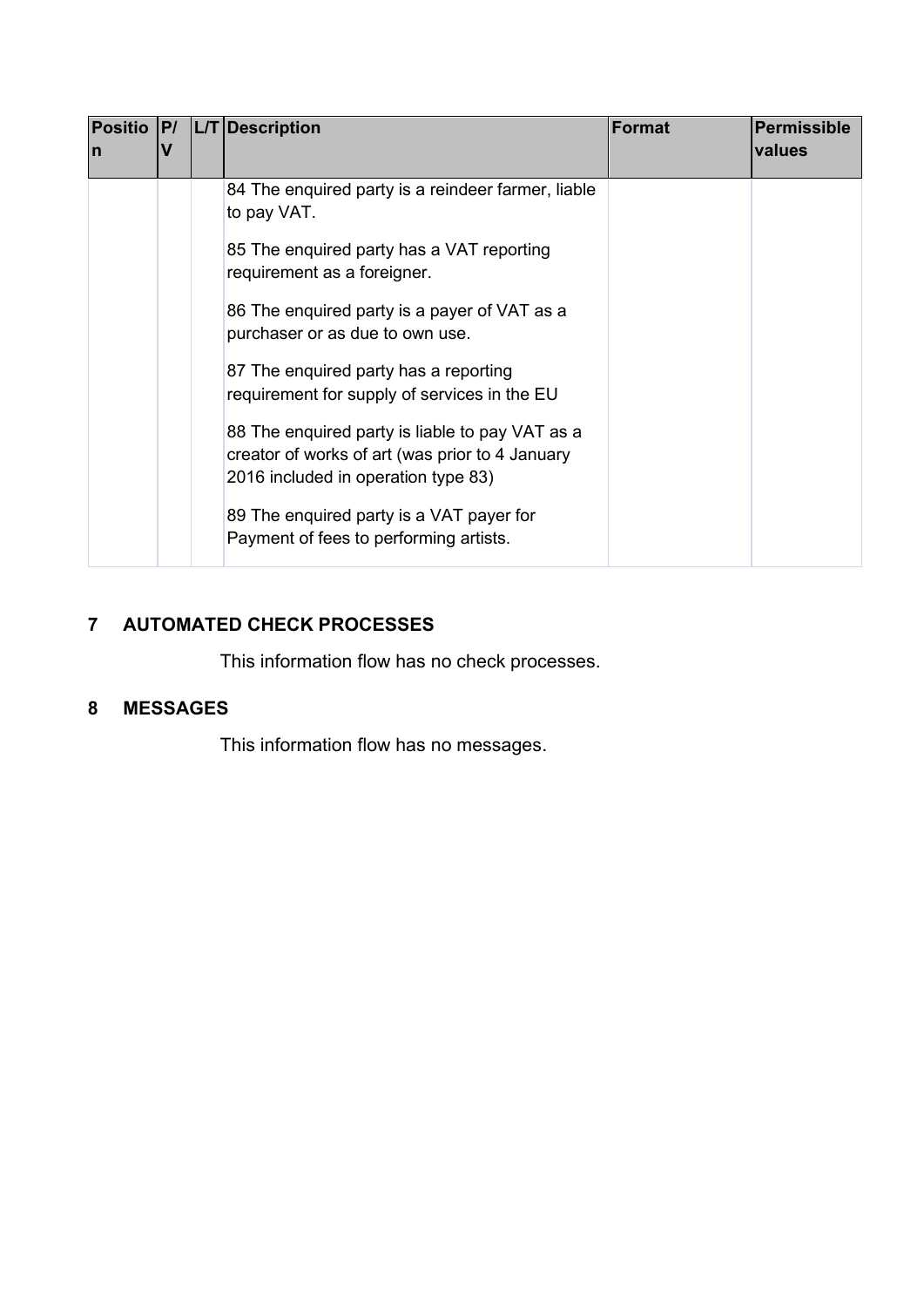| Position | P/V | L/T | Description | Format | Permissible values |
|---|---|---|---|---|---|
| | | | 84 The enquired party is a reindeer farmer, liable to pay VAT.<br><br>85 The enquired party has a VAT reporting requirement as a foreigner.<br><br>86 The enquired party is a payer of VAT as a purchaser or as due to own use.<br><br>87 The enquired party has a reporting requirement for supply of services in the EU<br><br>88 The enquired party is liable to pay VAT as a creator of works of art (was prior to 4 January 2016 included in operation type 83)<br><br>89 The enquired party is a VAT payer for Payment of fees to performing artists. | | |

## 7 AUTOMATED CHECK PROCESSES

This information flow has no check processes.

## 8 MESSAGES

This information flow has no messages.